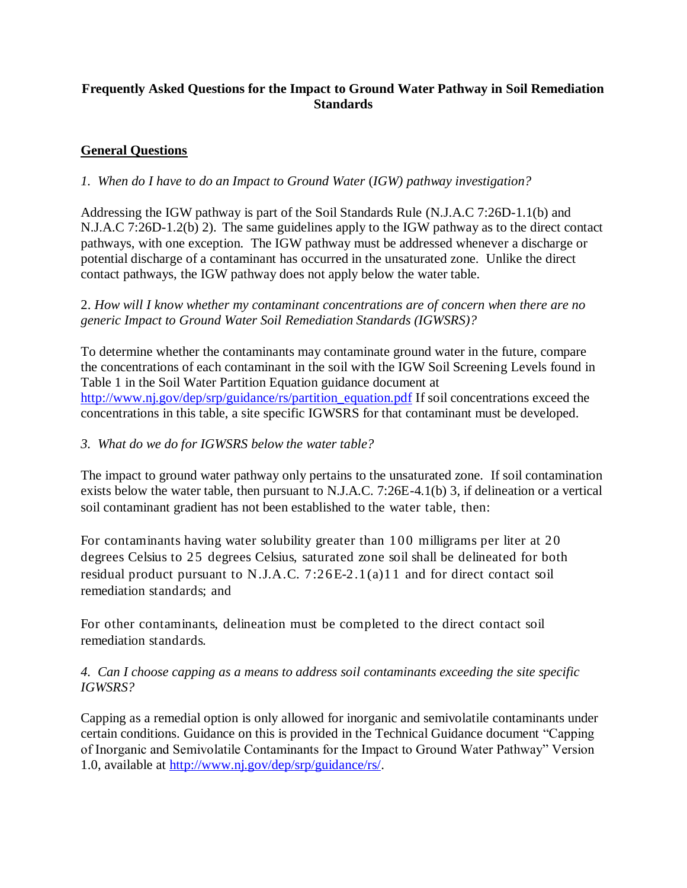# Frequently Asked Questions for the Impact to Ground Water Pathway in Soil Remediation Standards

## General Questions

*1. When do I have to do an Impact to Ground Water (IGW) pathway investigation?*

Addressing the IGW pathway is part of the Soil Standards Rule (N.J.A.C 7:26D-1.1(b) and N.J.A.C 7:26D-1.2(b) 2). The same guidelines apply to the IGW pathway as to the direct contact pathways, with one exception. The IGW pathway must be addressed whenever a discharge or potential discharge of a contaminant has occurred in the unsaturated zone. Unlike the direct contact pathways, the IGW pathway does not apply below the water table.

2. *How will I know whether my contaminant concentrations are of concern when there are no generic Impact to Ground Water Soil Remediation Standards (IGWSRS)?*

To determine whether the contaminants may contaminate ground water in the future, compare the concentrations of each contaminant in the soil with the IGW Soil Screening Levels found in Table 1 in the Soil Water Partition Equation guidance document at http://www.nj.gov/dep/srp/guidance/rs/partition_equation.pdf If soil concentrations exceed the concentrations in this table, a site specific IGWSRS for that contaminant must be developed.

*3. What do we do for IGWSRS below the water table?*

The impact to ground water pathway only pertains to the unsaturated zone. If soil contamination exists below the water table, then pursuant to N.J.A.C. 7:26E-4.1(b) 3, if delineation or a vertical soil contaminant gradient has not been established to the water table, then:

For contaminants having water solubility greater than 100 milligrams per liter at 20 degrees Celsius to 25 degrees Celsius, saturated zone soil shall be delineated for both residual product pursuant to N.J.A.C. 7:26E-2.1(a)11 and for direct contact soil remediation standards; and

For other contaminants, delineation must be completed to the direct contact soil remediation standards.

*4. Can I choose capping as a means to address soil contaminants exceeding the site specific IGWSRS?*

Capping as a remedial option is only allowed for inorganic and semivolatile contaminants under certain conditions. Guidance on this is provided in the Technical Guidance document "Capping of Inorganic and Semivolatile Contaminants for the Impact to Ground Water Pathway" Version 1.0, available at http://www.nj.gov/dep/srp/guidance/rs/.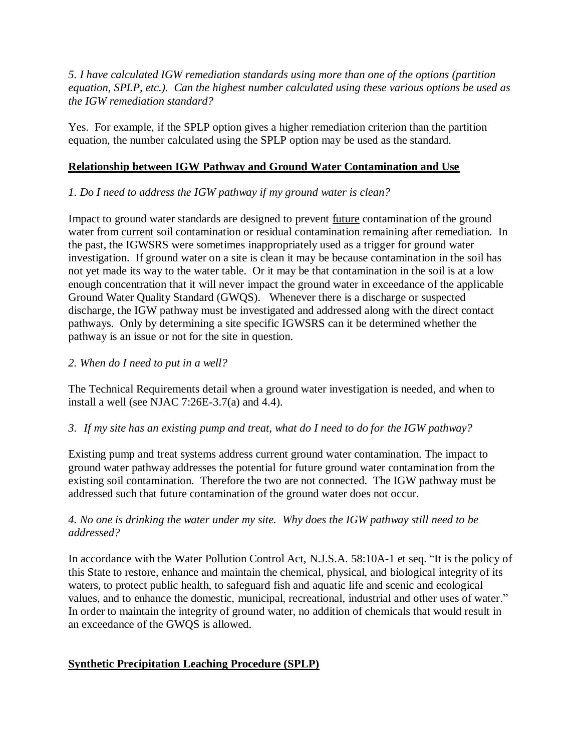*5. I have calculated IGW remediation standards using more than one of the options (partition equation, SPLP, etc.). Can the highest number calculated using these various options be used as the IGW remediation standard?*

Yes. For example, if the SPLP option gives a higher remediation criterion than the partition equation, the number calculated using the SPLP option may be used as the standard.

**Relationship between IGW Pathway and Ground Water Contamination and Use**

*1. Do I need to address the IGW pathway if my ground water is clean?*

Impact to ground water standards are designed to prevent future contamination of the ground water from current soil contamination or residual contamination remaining after remediation. In the past, the IGWSRS were sometimes inappropriately used as a trigger for ground water investigation. If ground water on a site is clean it may be because contamination in the soil has not yet made its way to the water table. Or it may be that contamination in the soil is at a low enough concentration that it will never impact the ground water in exceedance of the applicable Ground Water Quality Standard (GWQS). Whenever there is a discharge or suspected discharge, the IGW pathway must be investigated and addressed along with the direct contact pathways. Only by determining a site specific IGWSRS can it be determined whether the pathway is an issue or not for the site in question.

*2. When do I need to put in a well?*

The Technical Requirements detail when a ground water investigation is needed, and when to install a well (see NJAC 7:26E-3.7(a) and 4.4).

*3. If my site has an existing pump and treat, what do I need to do for the IGW pathway?*

Existing pump and treat systems address current ground water contamination. The impact to ground water pathway addresses the potential for future ground water contamination from the existing soil contamination. Therefore the two are not connected. The IGW pathway must be addressed such that future contamination of the ground water does not occur.

*4. No one is drinking the water under my site. Why does the IGW pathway still need to be addressed?*

In accordance with the Water Pollution Control Act, N.J.S.A. 58:10A-1 et seq. "It is the policy of this State to restore, enhance and maintain the chemical, physical, and biological integrity of its waters, to protect public health, to safeguard fish and aquatic life and scenic and ecological values, and to enhance the domestic, municipal, recreational, industrial and other uses of water." In order to maintain the integrity of ground water, no addition of chemicals that would result in an exceedance of the GWQS is allowed.

**Synthetic Precipitation Leaching Procedure (SPLP)**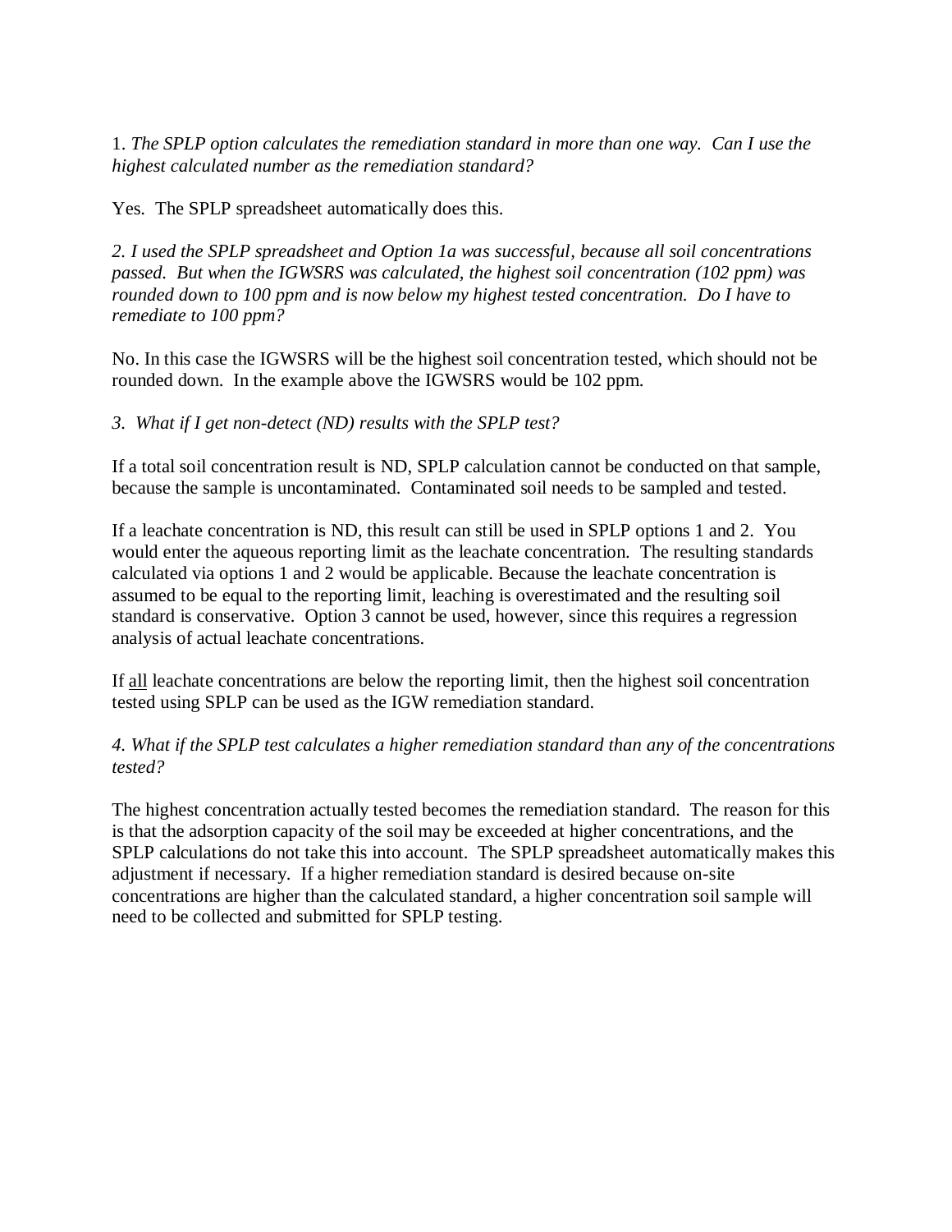1. *The SPLP option calculates the remediation standard in more than one way. Can I use the highest calculated number as the remediation standard?*

Yes. The SPLP spreadsheet automatically does this.

*2. I used the SPLP spreadsheet and Option 1a was successful, because all soil concentrations passed. But when the IGWSRS was calculated, the highest soil concentration (102 ppm) was rounded down to 100 ppm and is now below my highest tested concentration. Do I have to remediate to 100 ppm?*

No. In this case the IGWSRS will be the highest soil concentration tested, which should not be rounded down. In the example above the IGWSRS would be 102 ppm.

*3. What if I get non-detect (ND) results with the SPLP test?*

If a total soil concentration result is ND, SPLP calculation cannot be conducted on that sample, because the sample is uncontaminated. Contaminated soil needs to be sampled and tested.

If a leachate concentration is ND, this result can still be used in SPLP options 1 and 2. You would enter the aqueous reporting limit as the leachate concentration. The resulting standards calculated via options 1 and 2 would be applicable. Because the leachate concentration is assumed to be equal to the reporting limit, leaching is overestimated and the resulting soil standard is conservative. Option 3 cannot be used, however, since this requires a regression analysis of actual leachate concentrations.

If <u>all</u> leachate concentrations are below the reporting limit, then the highest soil concentration tested using SPLP can be used as the IGW remediation standard.

*4. What if the SPLP test calculates a higher remediation standard than any of the concentrations tested?*

The highest concentration actually tested becomes the remediation standard. The reason for this is that the adsorption capacity of the soil may be exceeded at higher concentrations, and the SPLP calculations do not take this into account. The SPLP spreadsheet automatically makes this adjustment if necessary. If a higher remediation standard is desired because on-site concentrations are higher than the calculated standard, a higher concentration soil sample will need to be collected and submitted for SPLP testing.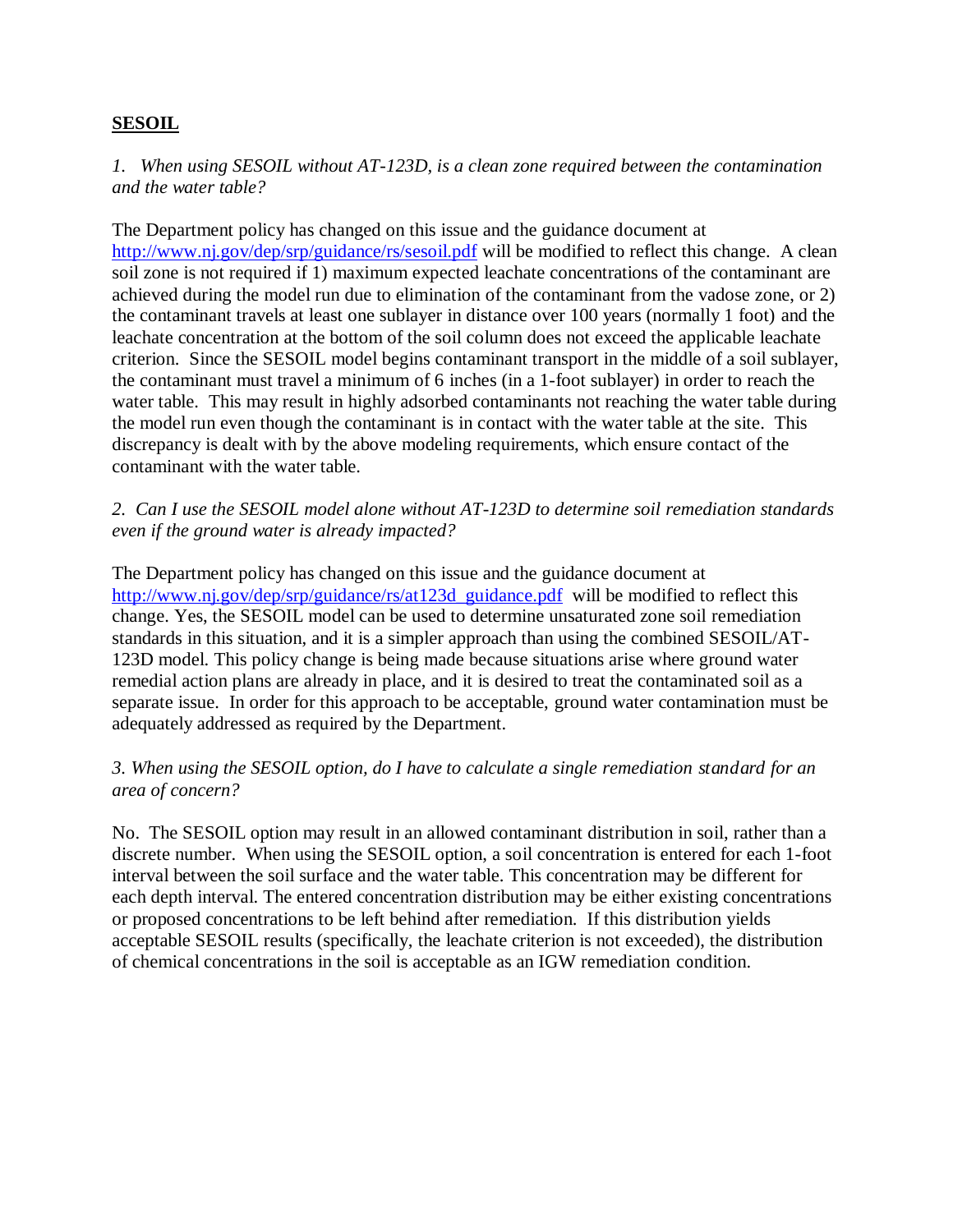**SESOIL**

*1. When using SESOIL without AT-123D, is a clean zone required between the contamination and the water table?*

The Department policy has changed on this issue and the guidance document at http://www.nj.gov/dep/srp/guidance/rs/sesoil.pdf will be modified to reflect this change. A clean soil zone is not required if 1) maximum expected leachate concentrations of the contaminant are achieved during the model run due to elimination of the contaminant from the vadose zone, or 2) the contaminant travels at least one sublayer in distance over 100 years (normally 1 foot) and the leachate concentration at the bottom of the soil column does not exceed the applicable leachate criterion. Since the SESOIL model begins contaminant transport in the middle of a soil sublayer, the contaminant must travel a minimum of 6 inches (in a 1-foot sublayer) in order to reach the water table. This may result in highly adsorbed contaminants not reaching the water table during the model run even though the contaminant is in contact with the water table at the site. This discrepancy is dealt with by the above modeling requirements, which ensure contact of the contaminant with the water table.

*2. Can I use the SESOIL model alone without AT-123D to determine soil remediation standards even if the ground water is already impacted?*

The Department policy has changed on this issue and the guidance document at http://www.nj.gov/dep/srp/guidance/rs/at123d_guidance.pdf will be modified to reflect this change. Yes, the SESOIL model can be used to determine unsaturated zone soil remediation standards in this situation, and it is a simpler approach than using the combined SESOIL/AT-123D model. This policy change is being made because situations arise where ground water remedial action plans are already in place, and it is desired to treat the contaminated soil as a separate issue. In order for this approach to be acceptable, ground water contamination must be adequately addressed as required by the Department.

*3. When using the SESOIL option, do I have to calculate a single remediation standard for an area of concern?*

No. The SESOIL option may result in an allowed contaminant distribution in soil, rather than a discrete number. When using the SESOIL option, a soil concentration is entered for each 1-foot interval between the soil surface and the water table. This concentration may be different for each depth interval. The entered concentration distribution may be either existing concentrations or proposed concentrations to be left behind after remediation. If this distribution yields acceptable SESOIL results (specifically, the leachate criterion is not exceeded), the distribution of chemical concentrations in the soil is acceptable as an IGW remediation condition.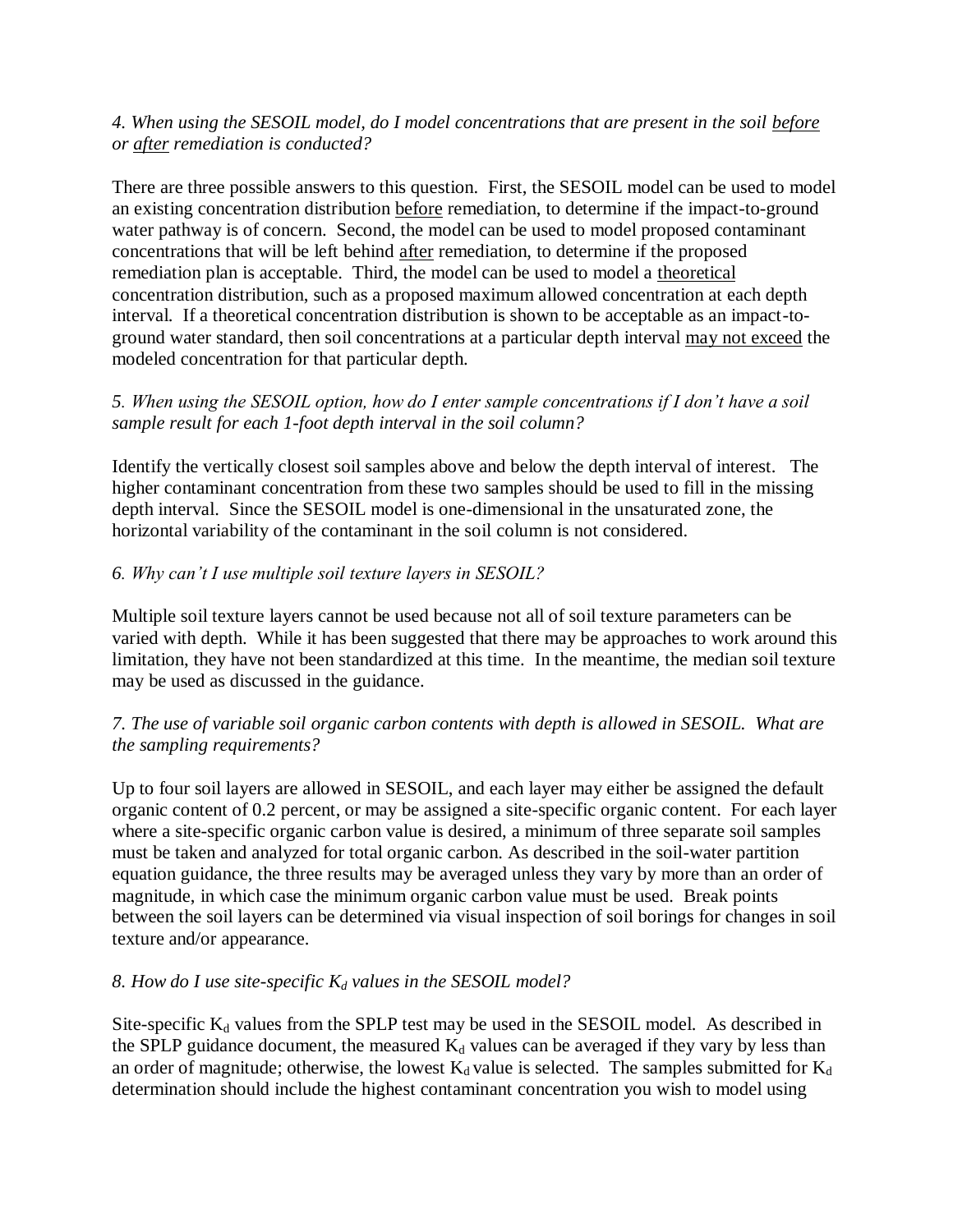*4. When using the SESOIL model, do I model concentrations that are present in the soil before or after remediation is conducted?*

There are three possible answers to this question. First, the SESOIL model can be used to model an existing concentration distribution before remediation, to determine if the impact-to-ground water pathway is of concern. Second, the model can be used to model proposed contaminant concentrations that will be left behind after remediation, to determine if the proposed remediation plan is acceptable. Third, the model can be used to model a theoretical concentration distribution, such as a proposed maximum allowed concentration at each depth interval. If a theoretical concentration distribution is shown to be acceptable as an impact-to-ground water standard, then soil concentrations at a particular depth interval may not exceed the modeled concentration for that particular depth.

*5. When using the SESOIL option, how do I enter sample concentrations if I don't have a soil sample result for each 1-foot depth interval in the soil column?*

Identify the vertically closest soil samples above and below the depth interval of interest. The higher contaminant concentration from these two samples should be used to fill in the missing depth interval. Since the SESOIL model is one-dimensional in the unsaturated zone, the horizontal variability of the contaminant in the soil column is not considered.

*6. Why can't I use multiple soil texture layers in SESOIL?*

Multiple soil texture layers cannot be used because not all of soil texture parameters can be varied with depth. While it has been suggested that there may be approaches to work around this limitation, they have not been standardized at this time. In the meantime, the median soil texture may be used as discussed in the guidance.

*7. The use of variable soil organic carbon contents with depth is allowed in SESOIL. What are the sampling requirements?*

Up to four soil layers are allowed in SESOIL, and each layer may either be assigned the default organic content of 0.2 percent, or may be assigned a site-specific organic content. For each layer where a site-specific organic carbon value is desired, a minimum of three separate soil samples must be taken and analyzed for total organic carbon. As described in the soil-water partition equation guidance, the three results may be averaged unless they vary by more than an order of magnitude, in which case the minimum organic carbon value must be used. Break points between the soil layers can be determined via visual inspection of soil borings for changes in soil texture and/or appearance.

*8. How do I use site-specific $K_d$ values in the SESOIL model?*

Site-specific $K_d$ values from the SPLP test may be used in the SESOIL model. As described in the SPLP guidance document, the measured $K_d$ values can be averaged if they vary by less than an order of magnitude; otherwise, the lowest $K_d$ value is selected. The samples submitted for $K_d$ determination should include the highest contaminant concentration you wish to model using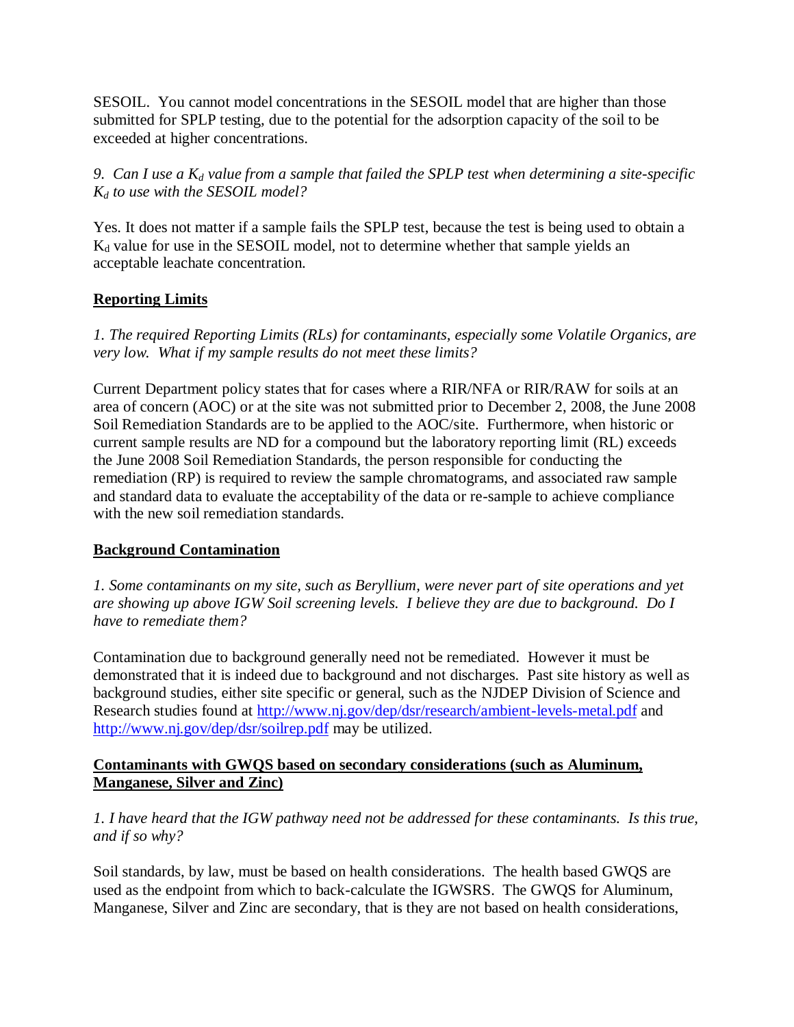SESOIL. You cannot model concentrations in the SESOIL model that are higher than those submitted for SPLP testing, due to the potential for the adsorption capacity of the soil to be exceeded at higher concentrations.

*9. Can I use a $K_d$ value from a sample that failed the SPLP test when determining a site-specific $K_d$ to use with the SESOIL model?*

Yes. It does not matter if a sample fails the SPLP test, because the test is being used to obtain a $K_d$ value for use in the SESOIL model, not to determine whether that sample yields an acceptable leachate concentration.

**Reporting Limits**

*1. The required Reporting Limits (RLs) for contaminants, especially some Volatile Organics, are very low. What if my sample results do not meet these limits?*

Current Department policy states that for cases where a RIR/NFA or RIR/RAW for soils at an area of concern (AOC) or at the site was not submitted prior to December 2, 2008, the June 2008 Soil Remediation Standards are to be applied to the AOC/site. Furthermore, when historic or current sample results are ND for a compound but the laboratory reporting limit (RL) exceeds the June 2008 Soil Remediation Standards, the person responsible for conducting the remediation (RP) is required to review the sample chromatograms, and associated raw sample and standard data to evaluate the acceptability of the data or re-sample to achieve compliance with the new soil remediation standards.

**Background Contamination**

*1. Some contaminants on my site, such as Beryllium, were never part of site operations and yet are showing up above IGW Soil screening levels. I believe they are due to background. Do I have to remediate them?*

Contamination due to background generally need not be remediated. However it must be demonstrated that it is indeed due to background and not discharges. Past site history as well as background studies, either site specific or general, such as the NJDEP Division of Science and Research studies found at http://www.nj.gov/dep/dsr/research/ambient-levels-metal.pdf and http://www.nj.gov/dep/dsr/soilrep.pdf may be utilized.

**Contaminants with GWQS based on secondary considerations (such as Aluminum, Manganese, Silver and Zinc)**

*1. I have heard that the IGW pathway need not be addressed for these contaminants. Is this true, and if so why?*

Soil standards, by law, must be based on health considerations. The health based GWQS are used as the endpoint from which to back-calculate the IGWSRS. The GWQS for Aluminum, Manganese, Silver and Zinc are secondary, that is they are not based on health considerations,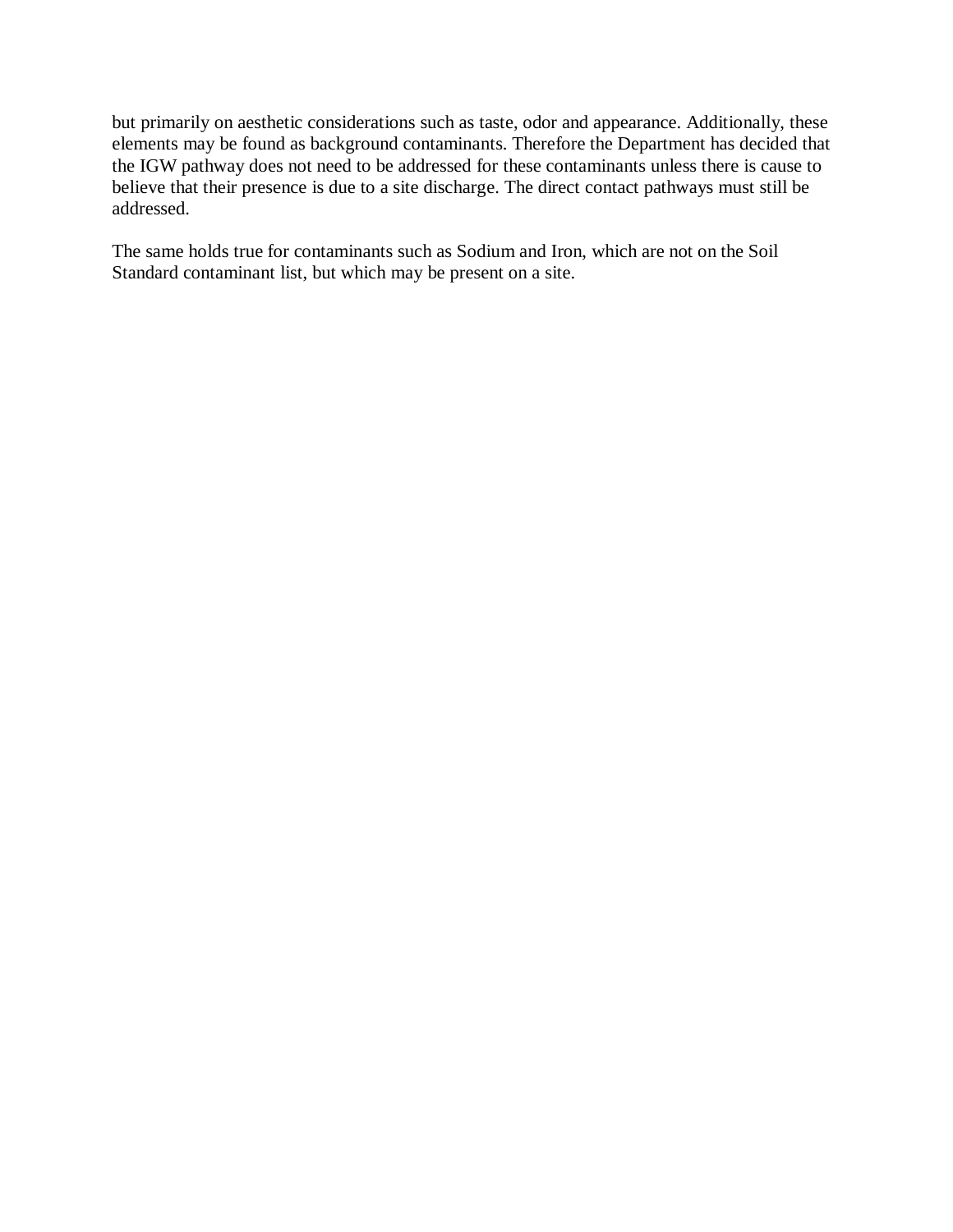but primarily on aesthetic considerations such as taste, odor and appearance. Additionally, these elements may be found as background contaminants. Therefore the Department has decided that the IGW pathway does not need to be addressed for these contaminants unless there is cause to believe that their presence is due to a site discharge. The direct contact pathways must still be addressed.

The same holds true for contaminants such as Sodium and Iron, which are not on the Soil Standard contaminant list, but which may be present on a site.